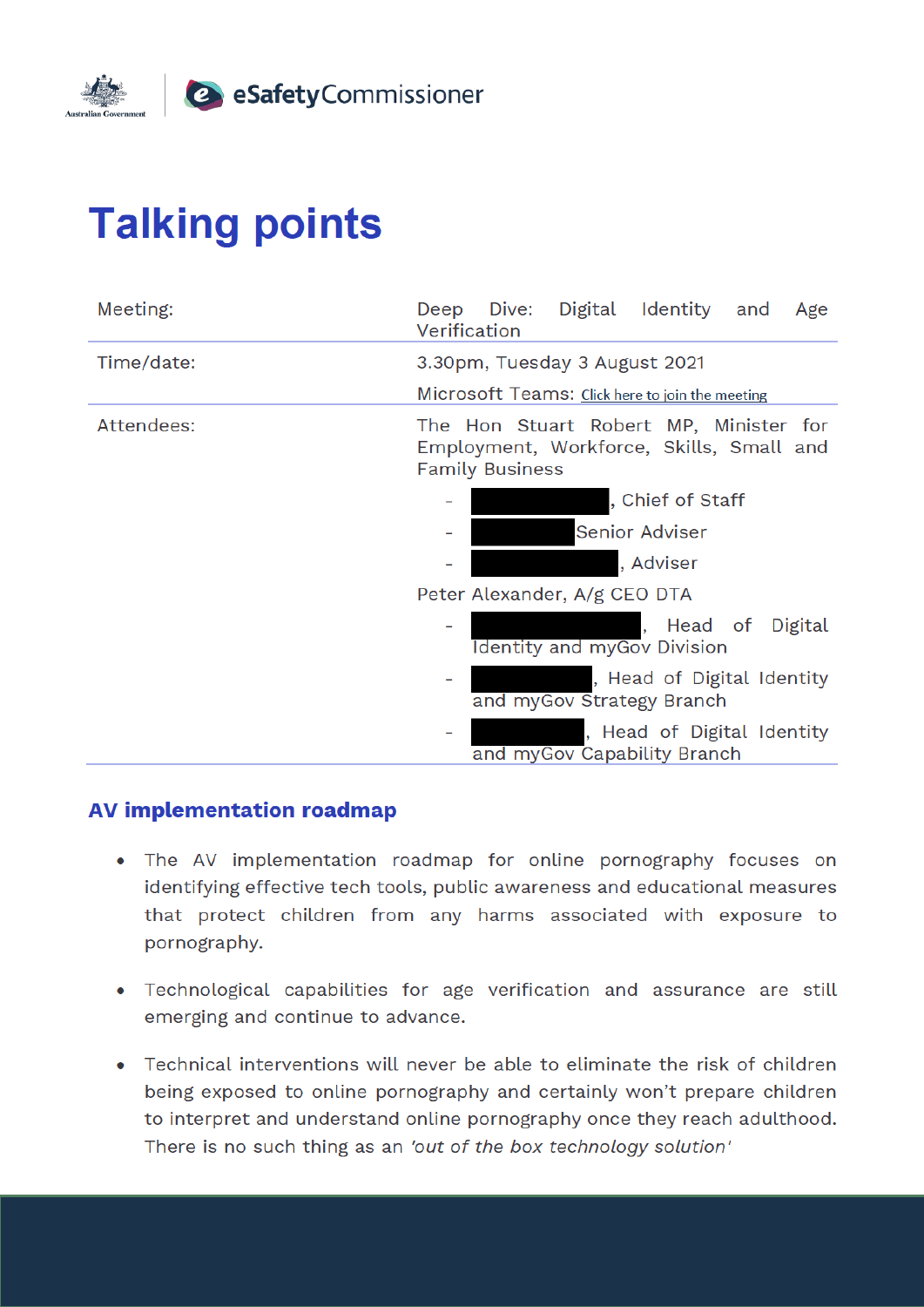# Talking points

| | |
|---|---|
| Meeting: | Deep Dive: Digital Identity and Age Verification |
| Time/date: | 3.30pm, Tuesday 3 August 2021<br>Microsoft Teams: Click here to join the meeting |
| Attendees: | The Hon Stuart Robert MP, Minister for Employment, Workforce, Skills, Small and Family Business<br>- [redacted], Chief of Staff<br>- [redacted] Senior Adviser<br>- [redacted], Adviser<br>Peter Alexander, A/g CEO DTA<br>- [redacted], Head of Digital Identity and myGov Division<br>- [redacted], Head of Digital Identity and myGov Strategy Branch<br>- [redacted], Head of Digital Identity and myGov Capability Branch |

## AV implementation roadmap

- The AV implementation roadmap for online pornography focuses on identifying effective tech tools, public awareness and educational measures that protect children from any harms associated with exposure to pornography.
- Technological capabilities for age verification and assurance are still emerging and continue to advance.
- Technical interventions will never be able to eliminate the risk of children being exposed to online pornography and certainly won't prepare children to interpret and understand online pornography once they reach adulthood. There is no such thing as an *'out of the box technology solution'*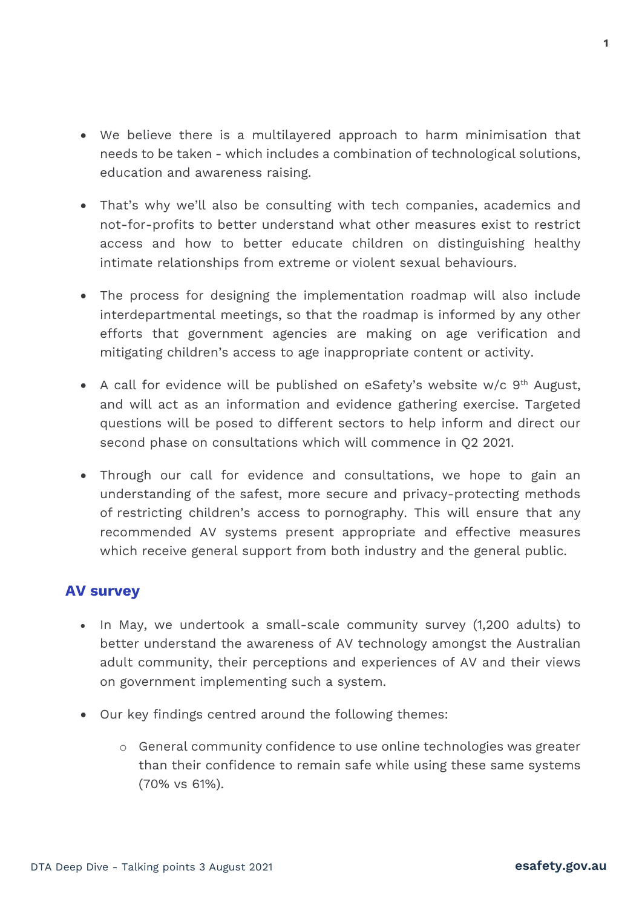- We believe there is a multilayered approach to harm minimisation that needs to be taken - which includes a combination of technological solutions, education and awareness raising.

- That's why we'll also be consulting with tech companies, academics and not-for-profits to better understand what other measures exist to restrict access and how to better educate children on distinguishing healthy intimate relationships from extreme or violent sexual behaviours.

- The process for designing the implementation roadmap will also include interdepartmental meetings, so that the roadmap is informed by any other efforts that government agencies are making on age verification and mitigating children's access to age inappropriate content or activity.

- A call for evidence will be published on eSafety's website w/c 9th August, and will act as an information and evidence gathering exercise. Targeted questions will be posed to different sectors to help inform and direct our second phase on consultations which will commence in Q2 2021.

- Through our call for evidence and consultations, we hope to gain an understanding of the safest, more secure and privacy-protecting methods of restricting children's access to pornography. This will ensure that any recommended AV systems present appropriate and effective measures which receive general support from both industry and the general public.

## AV survey

- In May, we undertook a small-scale community survey (1,200 adults) to better understand the awareness of AV technology amongst the Australian adult community, their perceptions and experiences of AV and their views on government implementing such a system.

- Our key findings centred around the following themes:
    - General community confidence to use online technologies was greater than their confidence to remain safe while using these same systems (70% vs 61%).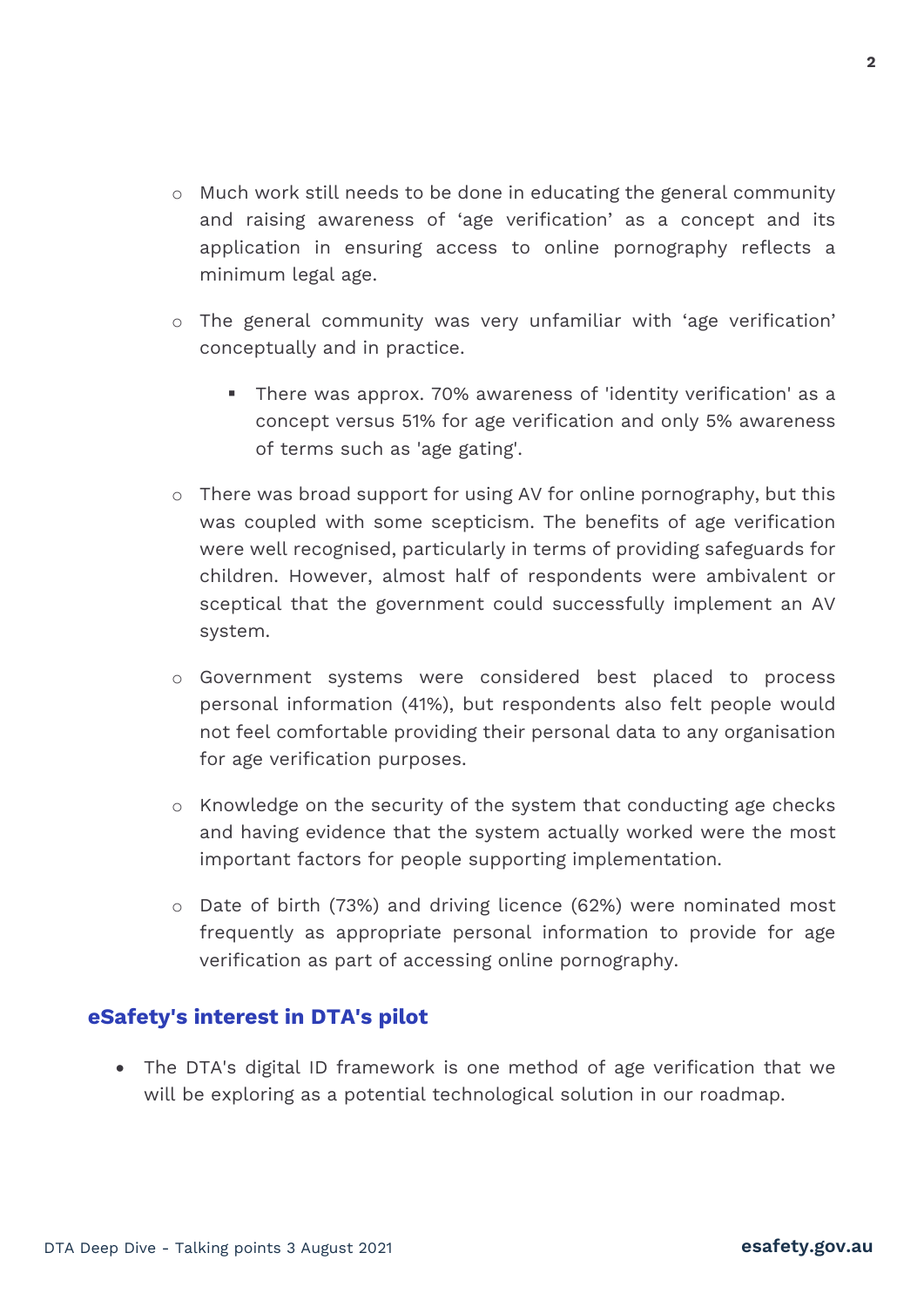- Much work still needs to be done in educating the general community and raising awareness of 'age verification' as a concept and its application in ensuring access to online pornography reflects a minimum legal age.
- The general community was very unfamiliar with 'age verification' conceptually and in practice.
  - There was approx. 70% awareness of 'identity verification' as a concept versus 51% for age verification and only 5% awareness of terms such as 'age gating'.
- There was broad support for using AV for online pornography, but this was coupled with some scepticism. The benefits of age verification were well recognised, particularly in terms of providing safeguards for children. However, almost half of respondents were ambivalent or sceptical that the government could successfully implement an AV system.
- Government systems were considered best placed to process personal information (41%), but respondents also felt people would not feel comfortable providing their personal data to any organisation for age verification purposes.
- Knowledge on the security of the system that conducting age checks and having evidence that the system actually worked were the most important factors for people supporting implementation.
- Date of birth (73%) and driving licence (62%) were nominated most frequently as appropriate personal information to provide for age verification as part of accessing online pornography.

## eSafety's interest in DTA's pilot

- The DTA's digital ID framework is one method of age verification that we will be exploring as a potential technological solution in our roadmap.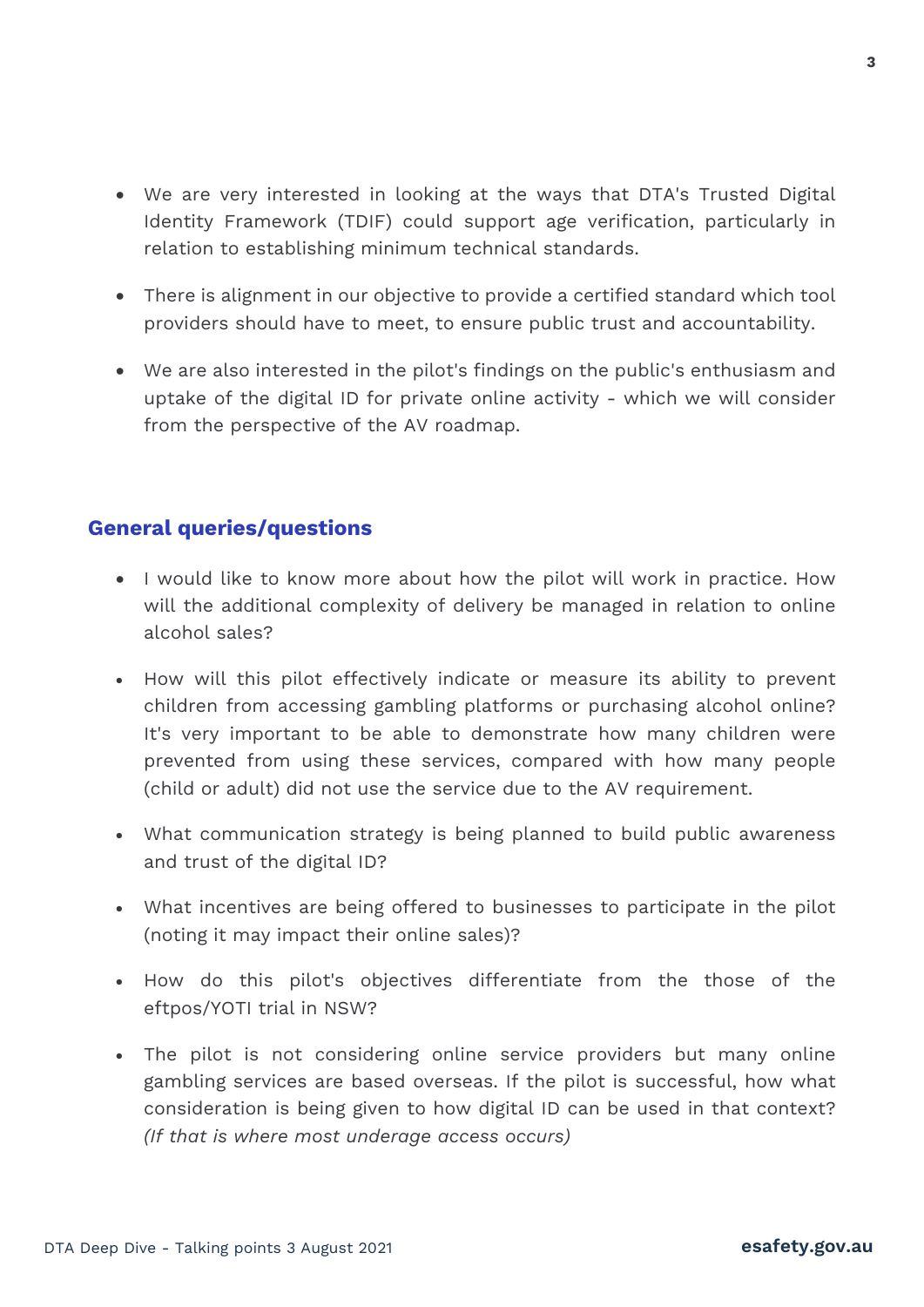- We are very interested in looking at the ways that DTA's Trusted Digital Identity Framework (TDIF) could support age verification, particularly in relation to establishing minimum technical standards.
- There is alignment in our objective to provide a certified standard which tool providers should have to meet, to ensure public trust and accountability.
- We are also interested in the pilot's findings on the public's enthusiasm and uptake of the digital ID for private online activity - which we will consider from the perspective of the AV roadmap.

## General queries/questions

- I would like to know more about how the pilot will work in practice. How will the additional complexity of delivery be managed in relation to online alcohol sales?
- How will this pilot effectively indicate or measure its ability to prevent children from accessing gambling platforms or purchasing alcohol online? It's very important to be able to demonstrate how many children were prevented from using these services, compared with how many people (child or adult) did not use the service due to the AV requirement.
- What communication strategy is being planned to build public awareness and trust of the digital ID?
- What incentives are being offered to businesses to participate in the pilot (noting it may impact their online sales)?
- How do this pilot's objectives differentiate from the those of the eftpos/YOTI trial in NSW?
- The pilot is not considering online service providers but many online gambling services are based overseas. If the pilot is successful, how what consideration is being given to how digital ID can be used in that context? *(If that is where most underage access occurs)*